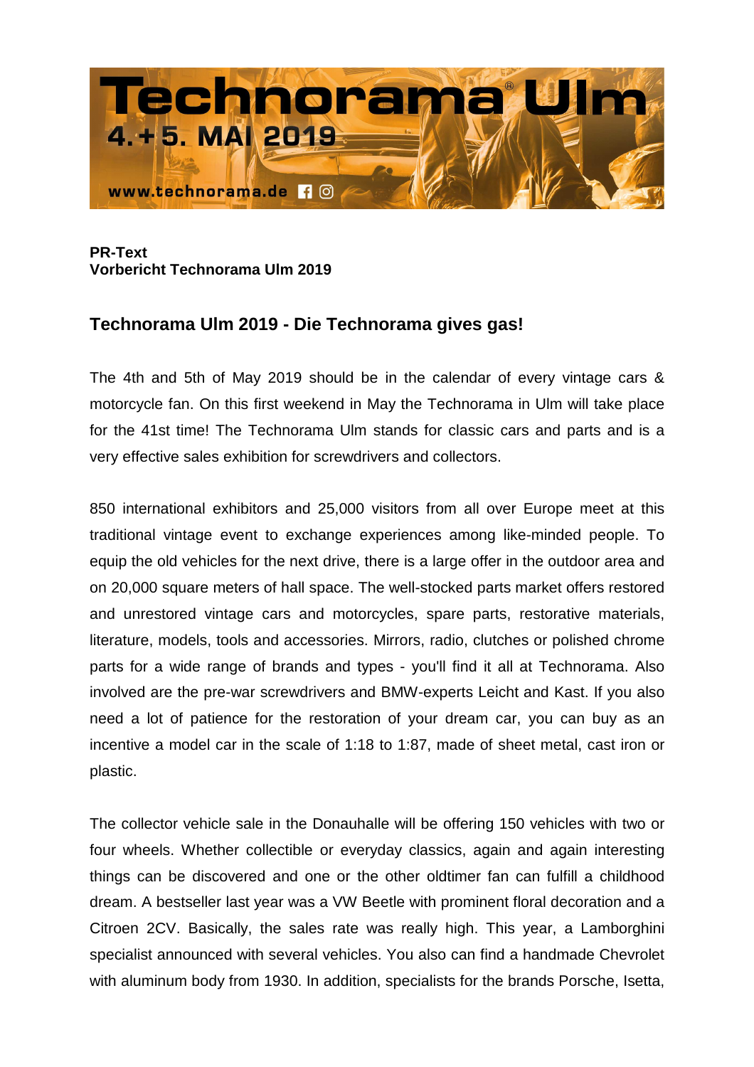**PR-Text**
**Vorbericht Technorama Ulm 2019**

## Technorama Ulm 2019 - Die Technorama gives gas!

The 4th and 5th of May 2019 should be in the calendar of every vintage cars & motorcycle fan. On this first weekend in May the Technorama in Ulm will take place for the 41st time! The Technorama Ulm stands for classic cars and parts and is a very effective sales exhibition for screwdrivers and collectors.

850 international exhibitors and 25,000 visitors from all over Europe meet at this traditional vintage event to exchange experiences among like-minded people. To equip the old vehicles for the next drive, there is a large offer in the outdoor area and on 20,000 square meters of hall space. The well-stocked parts market offers restored and unrestored vintage cars and motorcycles, spare parts, restorative materials, literature, models, tools and accessories. Mirrors, radio, clutches or polished chrome parts for a wide range of brands and types - you'll find it all at Technorama. Also involved are the pre-war screwdrivers and BMW-experts Leicht and Kast. If you also need a lot of patience for the restoration of your dream car, you can buy as an incentive a model car in the scale of 1:18 to 1:87, made of sheet metal, cast iron or plastic.

The collector vehicle sale in the Donauhalle will be offering 150 vehicles with two or four wheels. Whether collectible or everyday classics, again and again interesting things can be discovered and one or the other oldtimer fan can fulfill a childhood dream. A bestseller last year was a VW Beetle with prominent floral decoration and a Citroen 2CV. Basically, the sales rate was really high. This year, a Lamborghini specialist announced with several vehicles. You also can find a handmade Chevrolet with aluminum body from 1930. In addition, specialists for the brands Porsche, Isetta,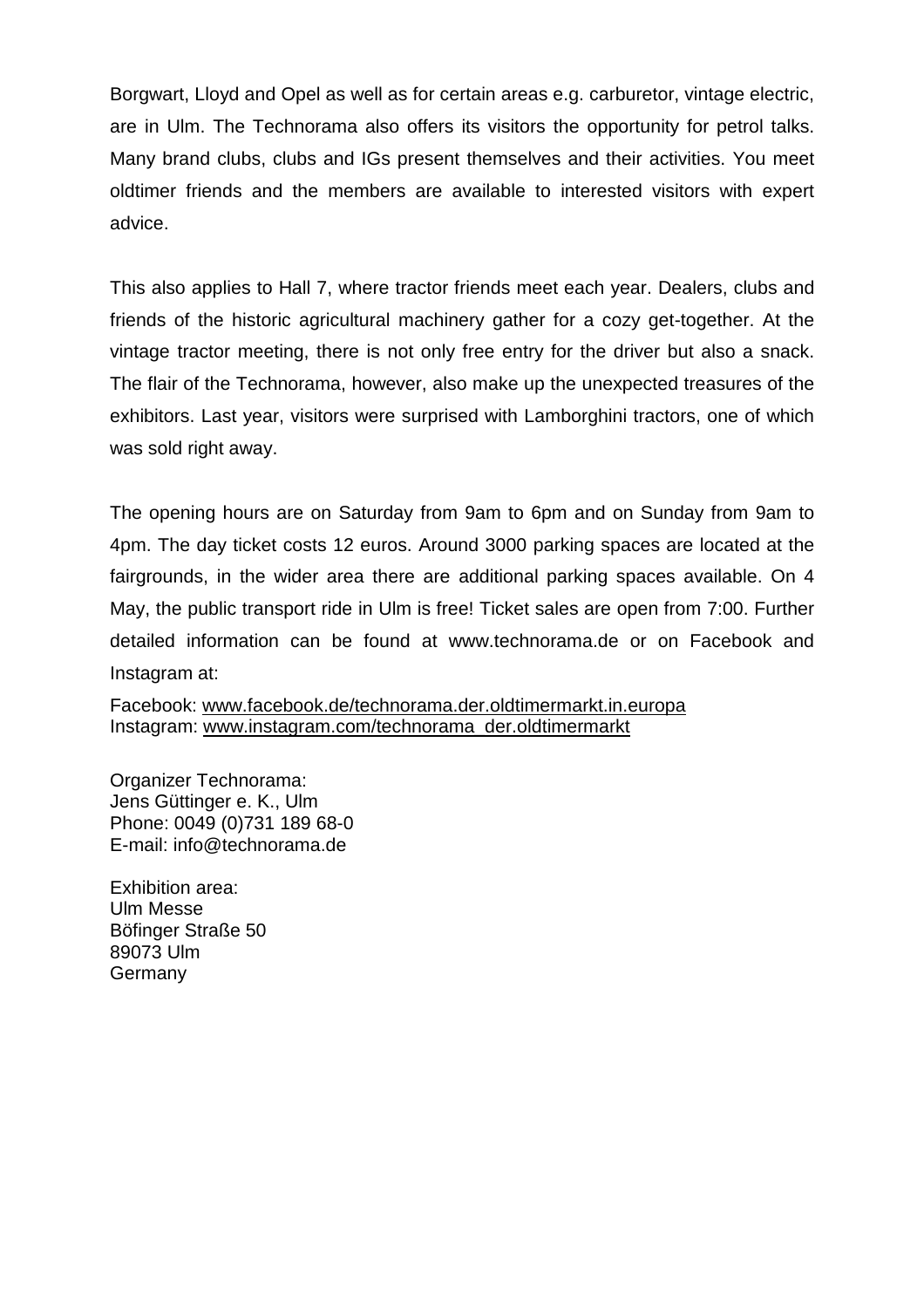Borgwart, Lloyd and Opel as well as for certain areas e.g. carburetor, vintage electric, are in Ulm. The Technorama also offers its visitors the opportunity for petrol talks. Many brand clubs, clubs and IGs present themselves and their activities. You meet oldtimer friends and the members are available to interested visitors with expert advice.

This also applies to Hall 7, where tractor friends meet each year. Dealers, clubs and friends of the historic agricultural machinery gather for a cozy get-together. At the vintage tractor meeting, there is not only free entry for the driver but also a snack. The flair of the Technorama, however, also make up the unexpected treasures of the exhibitors. Last year, visitors were surprised with Lamborghini tractors, one of which was sold right away.

The opening hours are on Saturday from 9am to 6pm and on Sunday from 9am to 4pm. The day ticket costs 12 euros. Around 3000 parking spaces are located at the fairgrounds, in the wider area there are additional parking spaces available. On 4 May, the public transport ride in Ulm is free! Ticket sales are open from 7:00. Further detailed information can be found at www.technorama.de or on Facebook and Instagram at:

Facebook: www.facebook.de/technorama.der.oldtimermarkt.in.europa
Instagram: www.instagram.com/technorama_der.oldtimermarkt

Organizer Technorama:
Jens Güttinger e. K., Ulm
Phone: 0049 (0)731 189 68-0
E-mail: info@technorama.de

Exhibition area:
Ulm Messe
Böfinger Straße 50
89073 Ulm
Germany